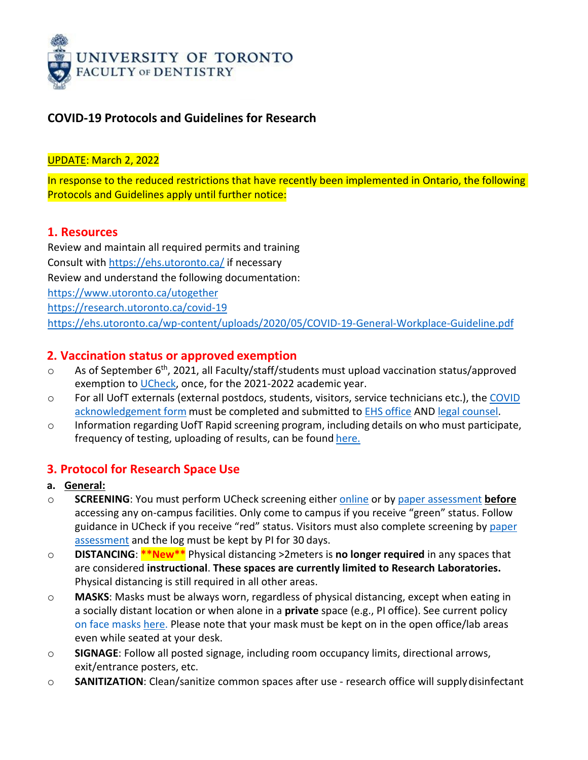UNIVERSITY OF TORONTO
FACULTY OF DENTISTRY

# COVID-19 Protocols and Guidelines for Research

UPDATE: March 2, 2022

In response to the reduced restrictions that have recently been implemented in Ontario, the following Protocols and Guidelines apply until further notice:

## 1. Resources

Review and maintain all required permits and training
Consult with https://ehs.utoronto.ca/ if necessary
Review and understand the following documentation:
https://www.utoronto.ca/utogether
https://research.utoronto.ca/covid-19
https://ehs.utoronto.ca/wp-content/uploads/2020/05/COVID-19-General-Workplace-Guideline.pdf

## 2. Vaccination status or approved exemption

- As of September 6th, 2021, all Faculty/staff/students must upload vaccination status/approved exemption to UCheck, once, for the 2021-2022 academic year.
- For all UofT externals (external postdocs, students, visitors, service technicians etc.), the COVID acknowledgement form must be completed and submitted to EHS office AND legal counsel.
- Information regarding UofT Rapid screening program, including details on who must participate, frequency of testing, uploading of results, can be found here.

## 3. Protocol for Research Space Use

### a. General:

- **SCREENING**: You must perform UCheck screening either online or by paper assessment **before** accessing any on-campus facilities. Only come to campus if you receive "green" status. Follow guidance in UCheck if you receive "red" status. Visitors must also complete screening by paper assessment and the log must be kept by PI for 30 days.
- **DISTANCING**: **\*\*New\*\*** Physical distancing >2meters is **no longer required** in any spaces that are considered **instructional**. **These spaces are currently limited to Research Laboratories.** Physical distancing is still required in all other areas.
- **MASKS**: Masks must be always worn, regardless of physical distancing, except when eating in a socially distant location or when alone in a **private** space (e.g., PI office). See current policy on face masks here. Please note that your mask must be kept on in the open office/lab areas even while seated at your desk.
- **SIGNAGE**: Follow all posted signage, including room occupancy limits, directional arrows, exit/entrance posters, etc.
- **SANITIZATION**: Clean/sanitize common spaces after use - research office will supply disinfectant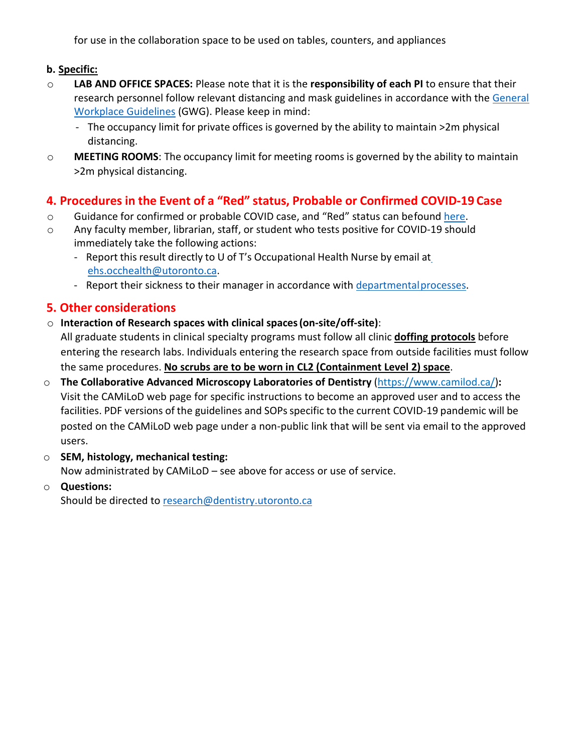for use in the collaboration space to be used on tables, counters, and appliances

**b. Specific:**

- **LAB AND OFFICE SPACES:** Please note that it is the **responsibility of each PI** to ensure that their research personnel follow relevant distancing and mask guidelines in accordance with the General Workplace Guidelines (GWG). Please keep in mind:
  - The occupancy limit for private offices is governed by the ability to maintain >2m physical distancing.
- **MEETING ROOMS**: The occupancy limit for meeting rooms is governed by the ability to maintain >2m physical distancing.

## 4. Procedures in the Event of a "Red" status, Probable or Confirmed COVID-19 Case

- Guidance for confirmed or probable COVID case, and "Red" status can befound here.
- Any faculty member, librarian, staff, or student who tests positive for COVID-19 should immediately take the following actions:
  - Report this result directly to U of T's Occupational Health Nurse by email at ehs.occhealth@utoronto.ca.
  - Report their sickness to their manager in accordance with departmental processes.

## 5. Other considerations

- **Interaction of Research spaces with clinical spaces (on-site/off-site)**:
  All graduate students in clinical specialty programs must follow all clinic **doffing protocols** before entering the research labs. Individuals entering the research space from outside facilities must follow the same procedures. **No scrubs are to be worn in CL2 (Containment Level 2) space**.
- **The Collaborative Advanced Microscopy Laboratories of Dentistry** (https://www.camilod.ca/)**:**
  Visit the CAMiLoD web page for specific instructions to become an approved user and to access the facilities. PDF versions of the guidelines and SOPs specific to the current COVID-19 pandemic will be posted on the CAMiLoD web page under a non-public link that will be sent via email to the approved users.
- **SEM, histology, mechanical testing:**
  Now administrated by CAMiLoD – see above for access or use of service.
- **Questions:**
  Should be directed to research@dentistry.utoronto.ca